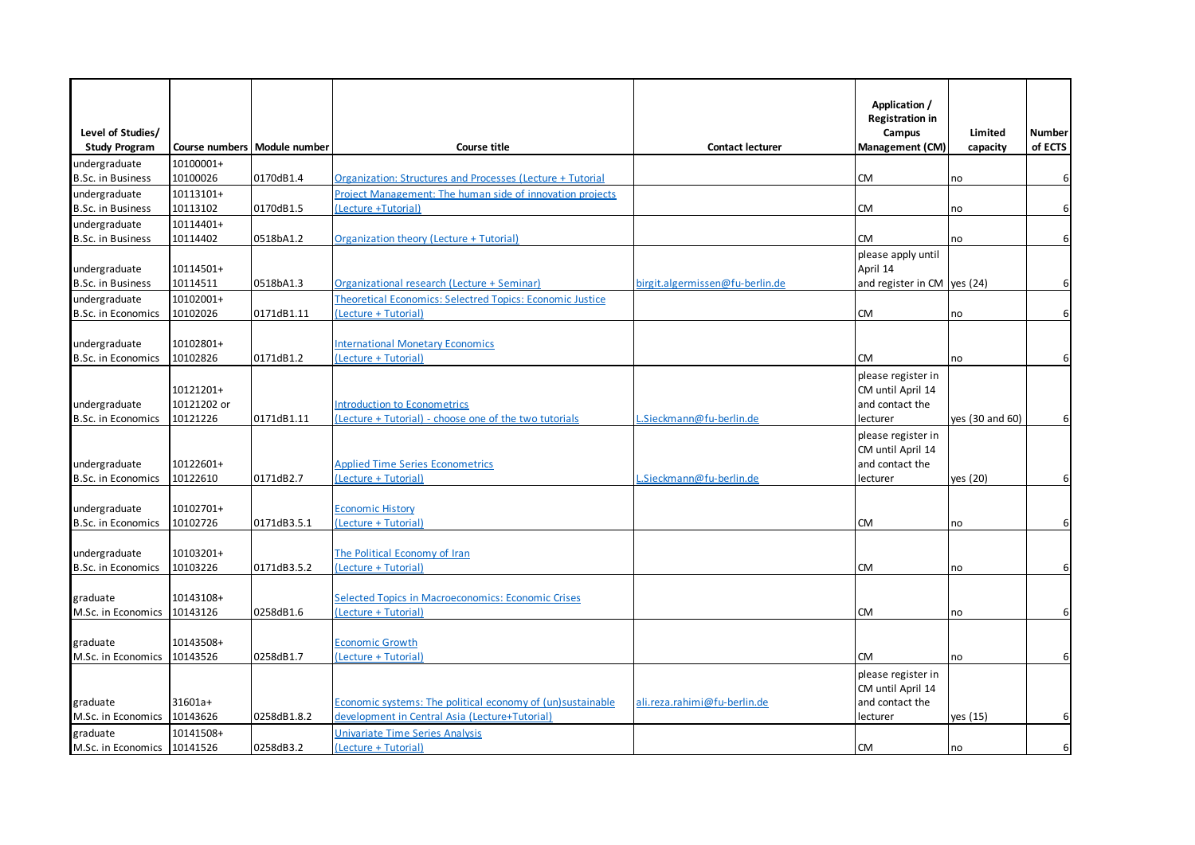| Level of Studies/ Study Program | Course numbers | Module number | Course title | Contact lecturer | Application / Registration in Campus Management (CM) | Limited capacity | Number of ECTS |
|---|---|---|---|---|---|---|---|
| undergraduate B.Sc. in Business | 10100001+ 10100026 | 0170dB1.4 | Organization: Structures and Processes (Lecture + Tutorial |  | CM | no | 6 |
| undergraduate B.Sc. in Business | 10113101+ 10113102 | 0170dB1.5 | Project Management: The human side of innovation projects (Lecture +Tutorial) |  | CM | no | 6 |
| undergraduate B.Sc. in Business | 10114401+ 10114402 | 0518bA1.2 | Organization theory (Lecture + Tutorial) |  | CM | no | 6 |
| undergraduate B.Sc. in Business | 10114501+ 10114511 | 0518bA1.3 | Organizational research (Lecture + Seminar) | birgit.algermissen@fu-berlin.de | please apply until April 14 and register in CM | yes (24) | 6 |
| undergraduate B.Sc. in Economics | 10102001+ 10102026 | 0171dB1.11 | Theoretical Economics: Selectred Topics: Economic Justice (Lecture + Tutorial) |  | CM | no | 6 |
| undergraduate B.Sc. in Economics | 10102801+ 10102826 | 0171dB1.2 | International Monetary Economics (Lecture + Tutorial) |  | CM | no | 6 |
| undergraduate B.Sc. in Economics | 10121201+ 10121202 or 10121226 | 0171dB1.11 | Introduction to Econometrics (Lecture + Tutorial) - choose one of the two tutorials | L.Sieckmann@fu-berlin.de | please register in CM until April 14 and contact the lecturer | yes (30 and 60) | 6 |
| undergraduate B.Sc. in Economics | 10122601+ 10122610 | 0171dB2.7 | Applied Time Series Econometrics (Lecture + Tutorial) | L.Sieckmann@fu-berlin.de | please register in CM until April 14 and contact the lecturer | yes (20) | 6 |
| undergraduate B.Sc. in Economics | 10102701+ 10102726 | 0171dB3.5.1 | Economic History (Lecture + Tutorial) |  | CM | no | 6 |
| undergraduate B.Sc. in Economics | 10103201+ 10103226 | 0171dB3.5.2 | The Political Economy of Iran (Lecture + Tutorial) |  | CM | no | 6 |
| graduate M.Sc. in Economics | 10143108+ 10143126 | 0258dB1.6 | Selected Topics in Macroeconomics: Economic Crises (Lecture + Tutorial) |  | CM | no | 6 |
| graduate M.Sc. in Economics | 10143508+ 10143526 | 0258dB1.7 | Economic Growth (Lecture + Tutorial) |  | CM | no | 6 |
| graduate M.Sc. in Economics | 31601a+ 10143626 | 0258dB1.8.2 | Economic systems: The political economy of (un)sustainable development in Central Asia (Lecture+Tutorial) | ali.reza.rahimi@fu-berlin.de | please register in CM until April 14 and contact the lecturer | yes (15) | 6 |
| graduate M.Sc. in Economics | 10141508+ 10141526 | 0258dB3.2 | Univariate Time Series Analysis (Lecture + Tutorial) |  | CM | no | 6 |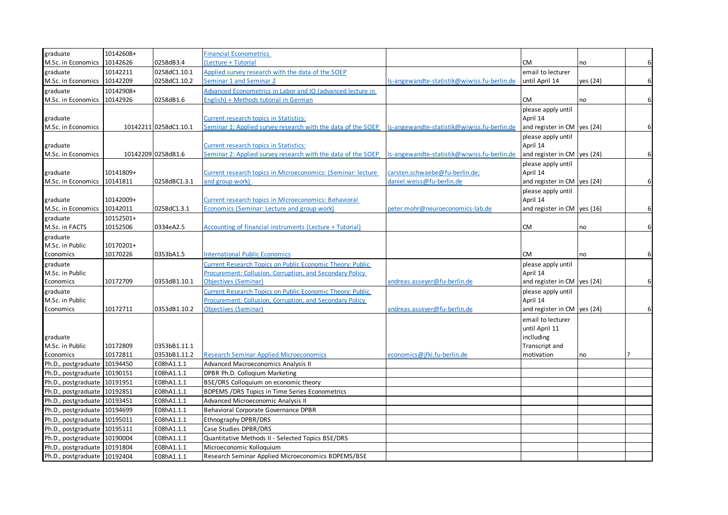| | | | | | | | |
|---|---|---|---|---|---|---|---|
| graduate M.Sc. in Economics | 10142608+ 10142626 | 0258dB3.4 | Financial Econometrics (Lecture + Tutorial | | CM | no | 6 |
| graduate M.Sc. in Economics | 10142211 10142209 | 0258dC1.10.1 0258dC1.10.2 | Applied survey research with the data of the SOEP Seminar 1 and Seminar 2 | ls-angewandte-statistik@wiwiss.fu-berlin.de | email to lecturer until April 14 | yes (24) | 6 |
| graduate M.Sc. in Economics | 10142908+ 10142926 | 0258dB1.6 | Advanced Econometrics in Labor and IO (advanced lecture in English) + Methods tutorial in German | | CM | no | 6 |
| graduate M.Sc. in Economics | 10142211 | 0258dC1.10.1 | Current research topics in Statistics: Seminar 1: Applied survey research with the data of the SOEP | ls-angewandte-statistik@wiwiss.fu-berlin.de | please apply until April 14 and register in CM | yes (24) | 6 |
| graduate M.Sc. in Economics | 10142209 | 0258dB1.6 | Current research topics in Statistics: Seminar 2: Applied survey research with the data of the SOEP | ls-angewandte-statistik@wiwiss.fu-berlin.de | please apply until April 14 and register in CM | yes (24) | 6 |
| graduate M.Sc. in Economics | 10141809+ 10141811 | 0258dBC1.3.1 | Current research topics in Microeconomics: (Seminar: lecture and group work) | carsten.schwaebe@fu-berlin.de; daniel.weiss@fu-berlin.de | please apply until April 14 and register in CM | yes (24) | 6 |
| graduate M.Sc. in Economics | 10142009+ 10142011 | 0258dC1.3.1 | Current research topics in Microeconomics: Behavioral Economics (Seminar: Lecture and group work) | peter.mohr@neuroeconomics-lab.de | please apply until April 14 and register in CM | yes (16) | 6 |
| graduate M.Sc. in FACTS | 10152501+ 10152506 | 0334eA2.5 | Accounting of financial instruments (Lecture + Tutorial) | | CM | no | 6 |
| graduate M.Sc. in Public Economics | 10170201+ 10170226 | 0353bA1.5 | International Public Economics | | CM | no | 6 |
| graduate M.Sc. in Public Economics | 10172709 | 0353dB1.10.1 | Current Research Topics on Public Economic Theory: Public Procurement: Collusion, Corruption, and Secondary Policy Objectives (Seminar) | andreas.asseyer@fu-berlin.de | please apply until April 14 and register in CM | yes (24) | 6 |
| graduate M.Sc. in Public Economics | 10172711 | 0353dB1.10.2 | Current Research Topics on Public Economic Theory: Public Procurement: Collusion, Corruption, and Secondary Policy Objectives (Seminar) | andreas.asseyer@fu-berlin.de | please apply until April 14 and register in CM | yes (24) | 6 |
| graduate M.Sc. in Public Economics | 10172809 10172811 | 0353bB1.11.1 0353bB1.11.2 | Research Seminar Applied Microeconomics | economics@jfki.fu-berlin.de | email to lecturer until April 11 inclluding Transcript and motivation | no | ? |
| Ph.D., postgraduate | 10194450 | E08hA1.1.1 | Advanced Macroeconomics Analysis II | | | | |
| Ph.D., postgraduate | 10190151 | E08hA1.1.1 | DPBR Ph.D. Colloqium Marketing | | | | |
| Ph.D., postgraduate | 10191951 | E08hA1.1.1 | BSE/DRS Colloquium on economic theory | | | | |
| Ph.D., postgraduate | 10192851 | E08hA1.1.1 | BDPEMS /DRS Topics in Time Series Econometrics | | | | |
| Ph.D., postgraduate | 10193451 | E08hA1.1.1 | Advanced Microeconomic Analysis II | | | | |
| Ph.D., postgraduate | 10194699 | E08hA1.1.1 | Behavioral Corporate Governance DPBR | | | | |
| Ph.D., postgraduate | 10195011 | E08hA1.1.1 | Ethnography DPBR/DRS | | | | |
| Ph.D., postgraduate | 10195111 | E08hA1.1.1 | Case Studies DPBR/DRS | | | | |
| Ph.D., postgraduate | 10190004 | E08hA1.1.1 | Quantitative Methods II - Selected Topics BSE/DRS | | | | |
| Ph.D., postgraduate | 10191804 | E08hA1.1.1 | Microeconomic Kolloquium | | | | |
| Ph.D., postgraduate | 10192404 | E08hA1.1.1 | Research Seminar Applied Microeconomics BDPEMS/BSE | | | | |